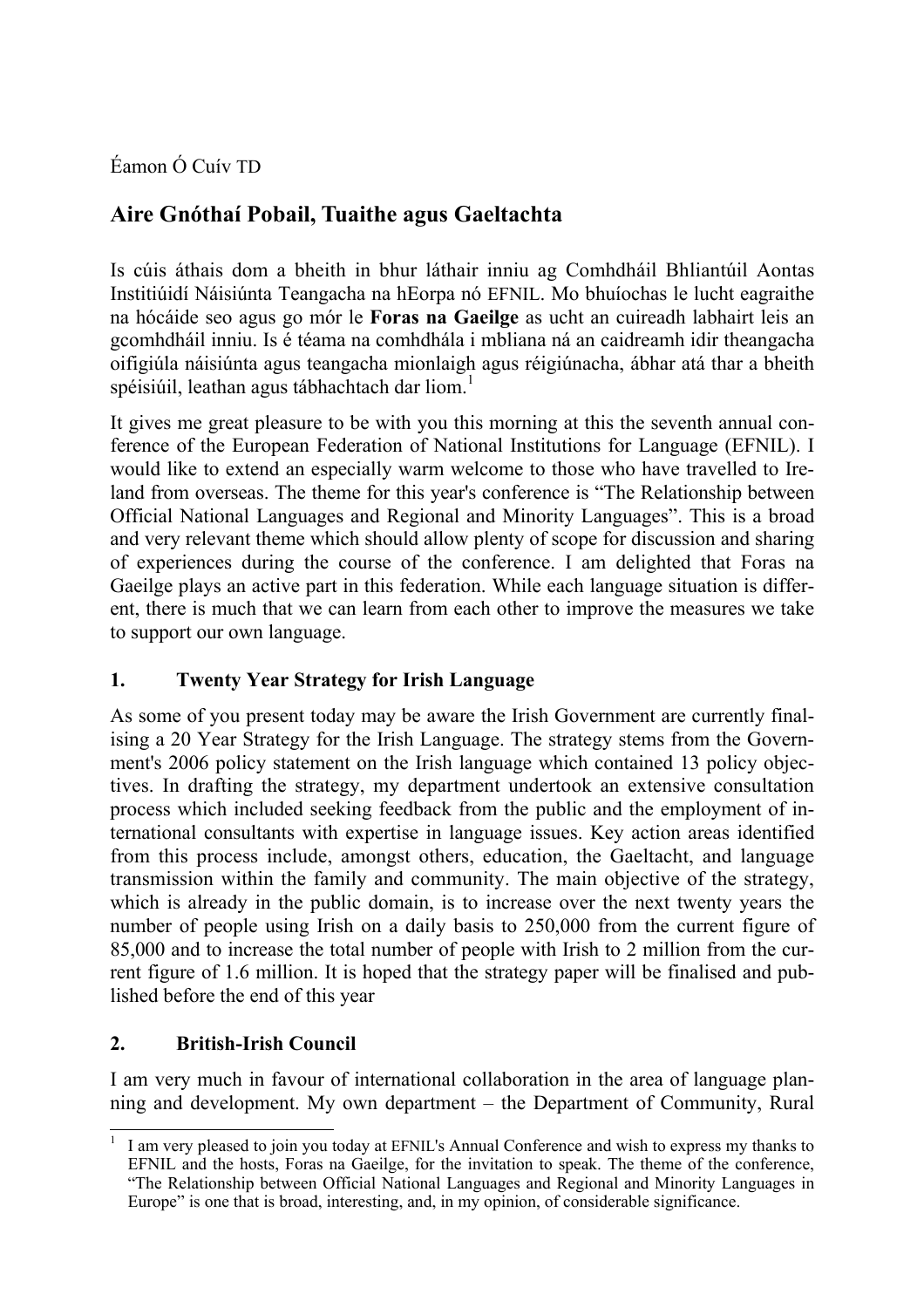Éamon Ó Cuív TD

## Aire Gnóthaí Pobail, Tuaithe agus Gaeltachta

Is cúis áthais dom a bheith in bhur láthair inniu ag Comhdháil Bhliantúil Aontas Institiúidí Náisiúnta Teangacha na hEorpa nó EFNIL. Mo bhuíochas le lucht eagraithe na hócáide seo agus go mór le **Foras na Gaeilge** as ucht an cuireadh labhairt leis an gcomhdháil inniu. Is é téama na comhdhála i mbliana ná an caidreamh idir theangacha oifigiúla náisiúnta agus teangacha mionlaigh agus réigiúnacha, ábhar atá thar a bheith spéisiúil, leathan agus tábhachtach dar liom.[1]

It gives me great pleasure to be with you this morning at this the seventh annual conference of the European Federation of National Institutions for Language (EFNIL). I would like to extend an especially warm welcome to those who have travelled to Ireland from overseas. The theme for this year's conference is "The Relationship between Official National Languages and Regional and Minority Languages". This is a broad and very relevant theme which should allow plenty of scope for discussion and sharing of experiences during the course of the conference. I am delighted that Foras na Gaeilge plays an active part in this federation. While each language situation is different, there is much that we can learn from each other to improve the measures we take to support our own language.

### 1. Twenty Year Strategy for Irish Language

As some of you present today may be aware the Irish Government are currently finalising a 20 Year Strategy for the Irish Language. The strategy stems from the Government's 2006 policy statement on the Irish language which contained 13 policy objectives. In drafting the strategy, my department undertook an extensive consultation process which included seeking feedback from the public and the employment of international consultants with expertise in language issues. Key action areas identified from this process include, amongst others, education, the Gaeltacht, and language transmission within the family and community. The main objective of the strategy, which is already in the public domain, is to increase over the next twenty years the number of people using Irish on a daily basis to 250,000 from the current figure of 85,000 and to increase the total number of people with Irish to 2 million from the current figure of 1.6 million. It is hoped that the strategy paper will be finalised and published before the end of this year

### 2. British-Irish Council

I am very much in favour of international collaboration in the area of language planning and development. My own department – the Department of Community, Rural

---

[1] I am very pleased to join you today at EFNIL's Annual Conference and wish to express my thanks to EFNIL and the hosts, Foras na Gaeilge, for the invitation to speak. The theme of the conference, "The Relationship between Official National Languages and Regional and Minority Languages in Europe" is one that is broad, interesting, and, in my opinion, of considerable significance.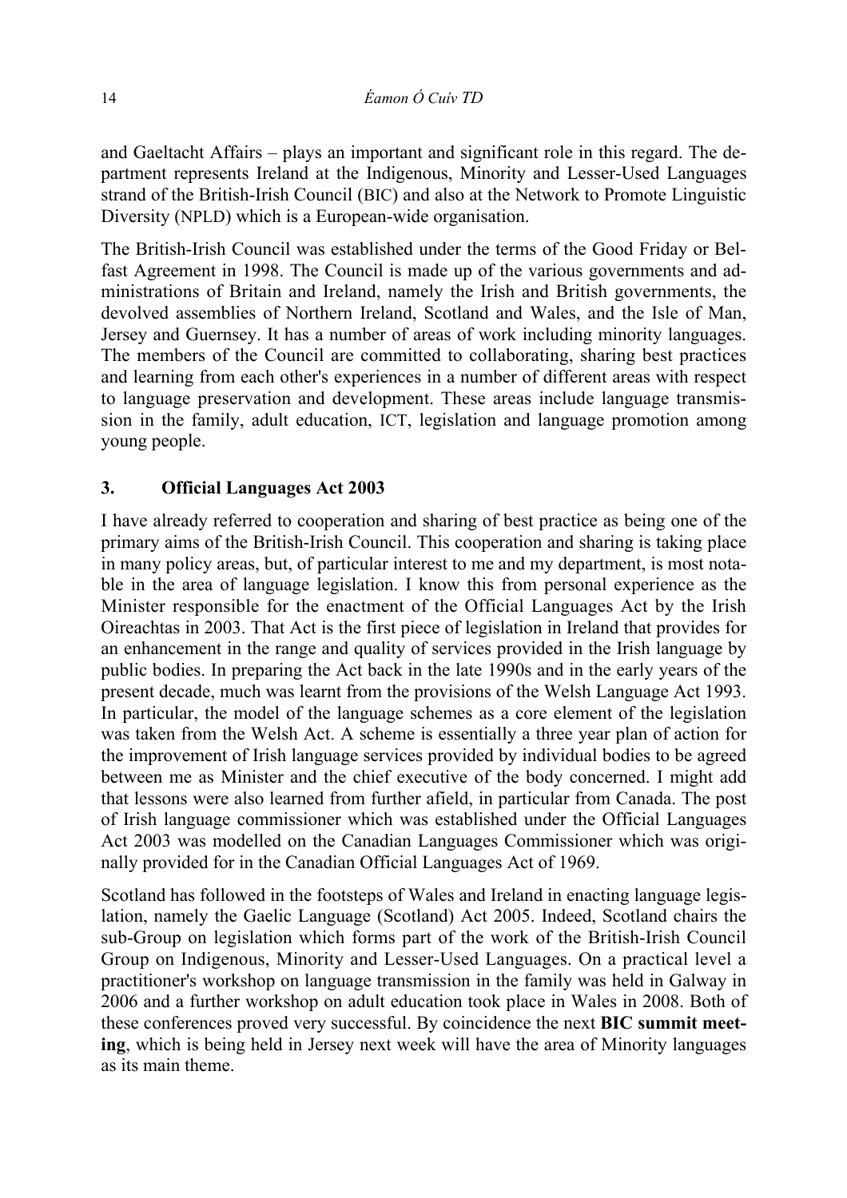and Gaeltacht Affairs – plays an important and significant role in this regard. The department represents Ireland at the Indigenous, Minority and Lesser-Used Languages strand of the British-Irish Council (BIC) and also at the Network to Promote Linguistic Diversity (NPLD) which is a European-wide organisation.

The British-Irish Council was established under the terms of the Good Friday or Belfast Agreement in 1998. The Council is made up of the various governments and administrations of Britain and Ireland, namely the Irish and British governments, the devolved assemblies of Northern Ireland, Scotland and Wales, and the Isle of Man, Jersey and Guernsey. It has a number of areas of work including minority languages. The members of the Council are committed to collaborating, sharing best practices and learning from each other's experiences in a number of different areas with respect to language preservation and development. These areas include language transmission in the family, adult education, ICT, legislation and language promotion among young people.

## 3. Official Languages Act 2003

I have already referred to cooperation and sharing of best practice as being one of the primary aims of the British-Irish Council. This cooperation and sharing is taking place in many policy areas, but, of particular interest to me and my department, is most notable in the area of language legislation. I know this from personal experience as the Minister responsible for the enactment of the Official Languages Act by the Irish Oireachtas in 2003. That Act is the first piece of legislation in Ireland that provides for an enhancement in the range and quality of services provided in the Irish language by public bodies. In preparing the Act back in the late 1990s and in the early years of the present decade, much was learnt from the provisions of the Welsh Language Act 1993. In particular, the model of the language schemes as a core element of the legislation was taken from the Welsh Act. A scheme is essentially a three year plan of action for the improvement of Irish language services provided by individual bodies to be agreed between me as Minister and the chief executive of the body concerned. I might add that lessons were also learned from further afield, in particular from Canada. The post of Irish language commissioner which was established under the Official Languages Act 2003 was modelled on the Canadian Languages Commissioner which was originally provided for in the Canadian Official Languages Act of 1969.

Scotland has followed in the footsteps of Wales and Ireland in enacting language legislation, namely the Gaelic Language (Scotland) Act 2005. Indeed, Scotland chairs the sub-Group on legislation which forms part of the work of the British-Irish Council Group on Indigenous, Minority and Lesser-Used Languages. On a practical level a practitioner's workshop on language transmission in the family was held in Galway in 2006 and a further workshop on adult education took place in Wales in 2008. Both of these conferences proved very successful. By coincidence the next **BIC summit meeting**, which is being held in Jersey next week will have the area of Minority languages as its main theme.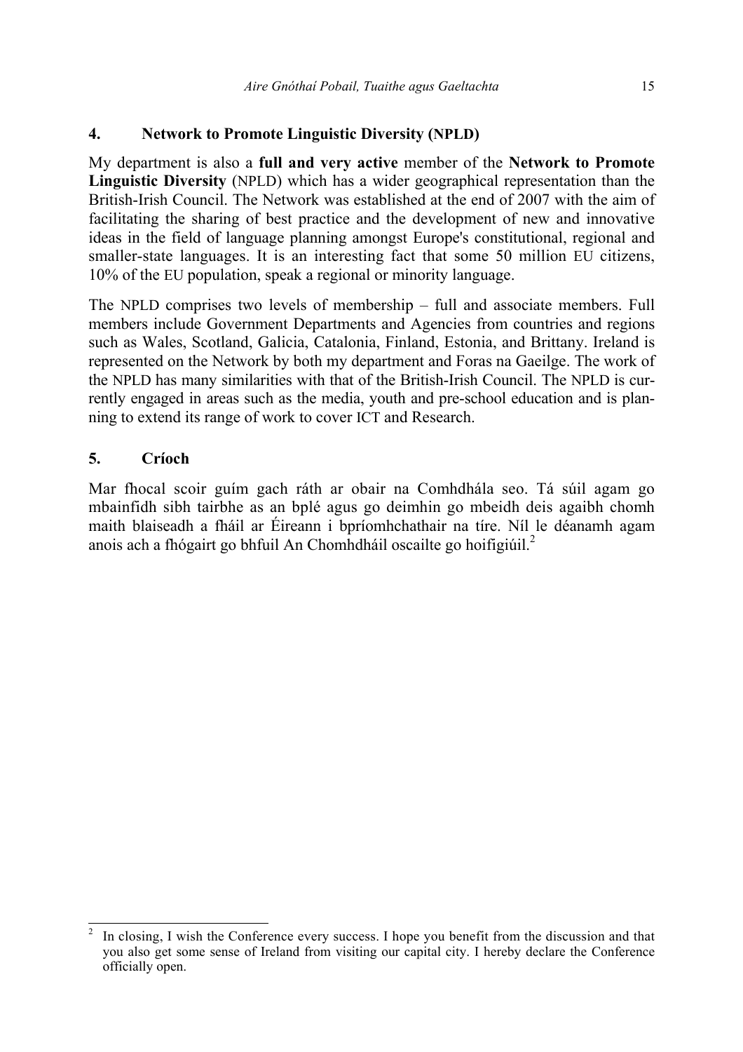## 4. Network to Promote Linguistic Diversity (NPLD)

My department is also a **full and very active** member of the **Network to Promote Linguistic Diversity** (NPLD) which has a wider geographical representation than the British-Irish Council. The Network was established at the end of 2007 with the aim of facilitating the sharing of best practice and the development of new and innovative ideas in the field of language planning amongst Europe's constitutional, regional and smaller-state languages. It is an interesting fact that some 50 million EU citizens, 10% of the EU population, speak a regional or minority language.

The NPLD comprises two levels of membership – full and associate members. Full members include Government Departments and Agencies from countries and regions such as Wales, Scotland, Galicia, Catalonia, Finland, Estonia, and Brittany. Ireland is represented on the Network by both my department and Foras na Gaeilge. The work of the NPLD has many similarities with that of the British-Irish Council. The NPLD is currently engaged in areas such as the media, youth and pre-school education and is planning to extend its range of work to cover ICT and Research.

## 5. Críoch

Mar fhocal scoir guím gach ráth ar obair na Comhdhála seo. Tá súil agam go mbainfidh sibh tairbhe as an bplé agus go deimhin go mbeidh deis agaibh chomh maith blaiseadh a fháil ar Éireann i bpríomhchathair na tíre. Níl le déanamh agam anois ach a fhógairt go bhfuil An Chomhdháil oscailte go hoifigiúil.[2]

---

[2] In closing, I wish the Conference every success. I hope you benefit from the discussion and that you also get some sense of Ireland from visiting our capital city. I hereby declare the Conference officially open.